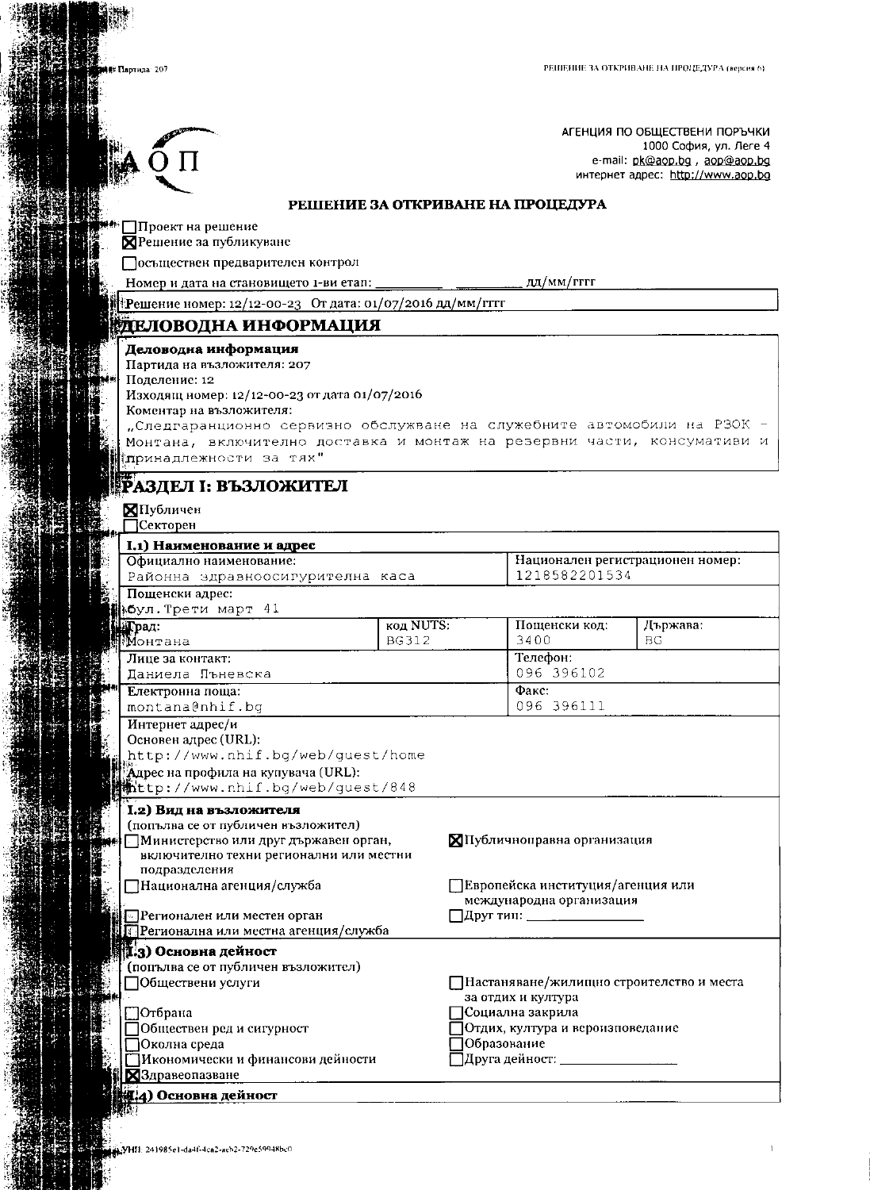АГЕНЦИЯ ПО ОБЩЕСТВЕНИ ПОРЪЧКИ
1000 София, ул. Леге 4
e-mail: pk@aop.bg , aop@aop.bg
интернет адрес: http://www.aop.bg

# РЕШЕНИЕ ЗА ОТКРИВАНЕ НА ПРОЦЕДУРА

☐ Проект на решение
☒ Решение за публикуване

☐ осъществен предварителен контрол

Номер и дата на становището 1-ви етап: _________ _________ дд/мм/гггг

Решение номер: 12/12-00-23 От дата: 01/07/2016 дд/мм/гггг

## ДЕЛОВОДНА ИНФОРМАЦИЯ

**Деловодна информация**

Партида на възложителя: 207

Поделение: 12

Изходящ номер: 12/12-00-23 от дата 01/07/2016

Коментар на възложителя:

„Следгаранционно сервизно обслужване на служебните автомобили на РЗОК – Монтана, включително доставка и монтаж на резервни части, консумативи и принадлежности за тях"

## РАЗДЕЛ I: ВЪЗЛОЖИТЕЛ

☒ Публичен
☐ Секторен

### I.1) Наименование и адрес

| | | | |
|---|---|---|---|
| Официално наименование: Районна здравноосигурителна каса | | Национален регистрационен номер: 1218582201534 | |
| Пощенски адрес: бул.Трети март 41 | | | |
| Град: Монтана | код NUTS: BG312 | Пощенски код: 3400 | Държава: BG |
| Лице за контакт: Даниела Пъневска | | Телефон: 096 396102 | |
| Електронна поща: montana@nhif.bg | | Факс: 096 396111 | |

Интернет адрес/и

Основен адрес (URL): http://www.nhif.bg/web/guest/home

Адрес на профила на купувача (URL): http://www.nhif.bg/web/guest/848

### I.2) Вид на възложителя

(попълва се от публичен възложител)

☐ Министерство или друг държавен орган, включително техни регионални или местни подразделения
☐ Национална агенция/служба
☐ Регионален или местен орган
☐ Регионална или местна агенция/служба
☒ Публичноправна организация
☐ Европейска институция/агенция или международна организация
☐ Друг тип: _______________

### I.3) Основна дейност

(попълва се от публичен възложител)

☐ Обществени услуги
☐ Отбрана
☐ Обществен ред и сигурност
☐ Околна среда
☐ Икономически и финансови дейности
☒ Здравеопазване
☐ Настаняване/жилищно строителство и места за отдих и култура
☐ Социална закрила
☐ Отдих, култура и вероизповедание
☐ Образование
☐ Друга дейност: _______________

### I.4) Основна дейност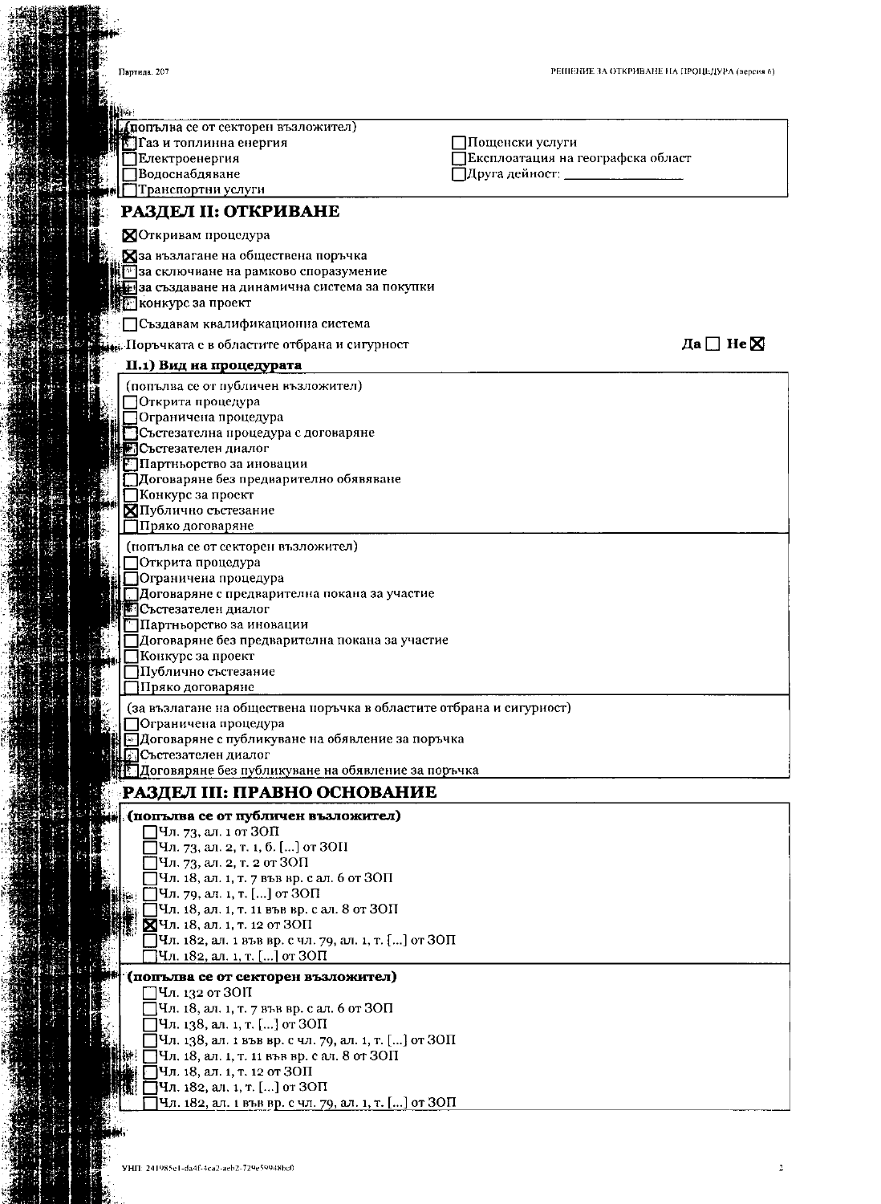(попълва се от секторен възложител)

- [ ] Газ и топлинна енергия
- [ ] Електроенергия
- [ ] Водоснабдяване
- [ ] Транспортни услуги
- [ ] Пощенски услуги
- [ ] Експлоатация на географска област
- [ ] Друга дейност: _______________

## РАЗДЕЛ II: ОТКРИВАНЕ

- [x] Откривам процедура
- [x] за възлагане на обществена поръчка
- [ ] за сключване на рамково споразумение
- [ ] за създаване на динамична система за покупки
- [ ] конкурс за проект
- [ ] Създавам квалификационна система

Поръчката е в областите отбрана и сигурност — Да [ ] Не [x]

### II.1) Вид на процедурата

(попълва се от публичен възложител)

- [ ] Открита процедура
- [ ] Ограничена процедура
- [ ] Състезателна процедура с договаряне
- [ ] Състезателен диалог
- [ ] Партньорство за иновации
- [ ] Договаряне без предварително обявяване
- [ ] Конкурс за проект
- [x] Публично състезание
- [ ] Пряко договаряне

(попълва се от секторен възложител)

- [ ] Открита процедура
- [ ] Ограничена процедура
- [ ] Договаряне с предварителна покана за участие
- [ ] Състезателен диалог
- [ ] Партньорство за иновации
- [ ] Договаряне без предварителна покана за участие
- [ ] Конкурс за проект
- [ ] Публично състезание
- [ ] Пряко договаряне

(за възлагане на обществена поръчка в областите отбрана и сигурност)

- [ ] Ограничена процедура
- [ ] Договаряне с публикуване на обявление за поръчка
- [ ] Състезателен диалог
- [ ] Договаряне без публикуване на обявление за поръчка

## РАЗДЕЛ III: ПРАВНО ОСНОВАНИЕ

**(попълва се от публичен възложител)**

- [ ] Чл. 73, ал. 1 от ЗОП
- [ ] Чл. 73, ал. 2, т. 1, б. [...] от ЗОП
- [ ] Чл. 73, ал. 2, т. 2 от ЗОП
- [ ] Чл. 18, ал. 1, т. 7 във вр. с ал. 6 от ЗОП
- [ ] Чл. 79, ал. 1, т. [...] от ЗОП
- [ ] Чл. 18, ал. 1, т. 11 във вр. с ал. 8 от ЗОП
- [x] Чл. 18, ал. 1, т. 12 от ЗОП
- [ ] Чл. 182, ал. 1 във вр. с чл. 79, ал. 1, т. [...] от ЗОП
- [ ] Чл. 182, ал. 1, т. [...] от ЗОП

**(попълва се от секторен възложител)**

- [ ] Чл. 132 от ЗОП
- [ ] Чл. 18, ал. 1, т. 7 във вр. с ал. 6 от ЗОП
- [ ] Чл. 138, ал. 1, т. [...] от ЗОП
- [ ] Чл. 138, ал. 1 във вр. с чл. 79, ал. 1, т. [...] от ЗОП
- [ ] Чл. 18, ал. 1, т. 11 във вр. с ал. 8 от ЗОП
- [ ] Чл. 18, ал. 1, т. 12 от ЗОП
- [ ] Чл. 182, ал. 1, т. [...] от ЗОП
- [ ] Чл. 182, ал. 1 във вр. с чл. 79, ал. 1, т. [...] от ЗОП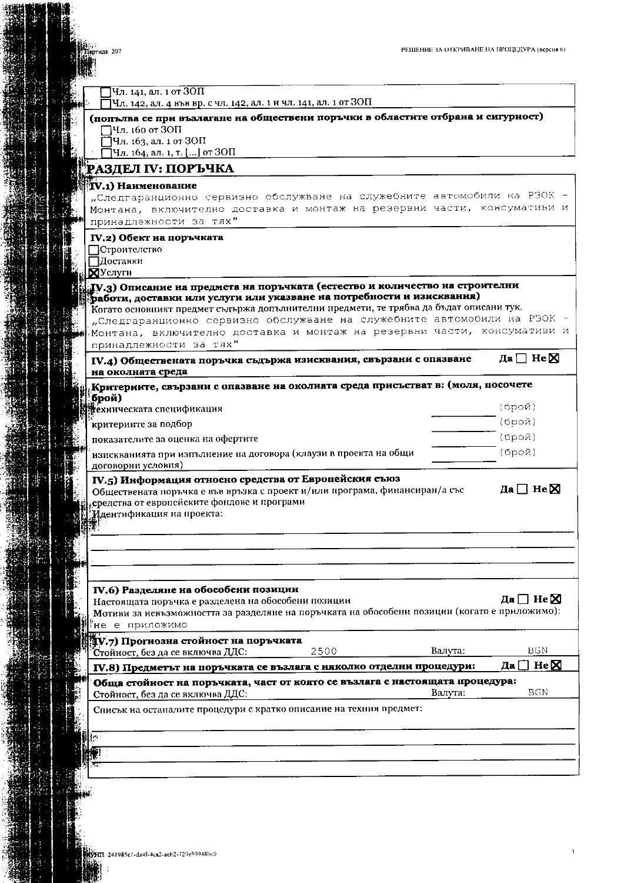☐Чл. 141, ал. 1 от ЗОП
☐Чл. 142, ал. 4 във вр. с чл. 142, ал. 1 и чл. 141, ал. 1 от ЗОП

**(попълва се при възлагане на обществени поръчки в областите отбрана и сигурност)**
☐Чл. 160 от ЗОП
☐Чл. 163, ал. 1 от ЗОП
☐Чл. 164, ал. 1, т. [...] от ЗОП

## РАЗДЕЛ IV: ПОРЪЧКА

**IV.1) Наименование**
„Следгаранционно сервизно обслужване на служебните автомобили на РЗОК - Монтана, включително доставка и монтаж на резервни части, консумативи и принадлежности за тях"

**IV.2) Обект на поръчката**
☐Строителство
☐Доставки
☒Услуги

**IV.3) Описание на предмета на поръчката (естество и количество на строителни работи, доставки или услуги или указване на потребности и изисквания)**
Когато основният предмет съдържа допълнителни предмети, те трябва да бъдат описани тук.
„Следгаранционно сервизно обслужване на служебните автомобили на РЗОК - Монтана, включително доставка и монтаж на резервни части, консумативи и принадлежности за тях"

**IV.4) Обществената поръчка съдържа изисквания, свързани с опазване на околната среда** Да ☐ Не ☒

**Критериите, свързани с опазване на околната среда присъстват в: (моля, посочете брой)**

| | | |
|---|---|---|
| техническата спецификация | | (брой) |
| критериите за подбор | | (брой) |
| показателите за оценка на офертите | | (брой) |
| изискванията при изпълнение на договора (клаузи в проекта на общи договорни условия) | | (брой) |

**IV.5) Информация относно средства от Европейския съюз**
Обществената поръчка е във връзка с проект и/или програма, финансиран/а със средства от европейските фондове и програми Да ☐ Не ☒
Идентификация на проекта:

**IV.6) Разделяне на обособени позиции**
Настоящата поръчка е разделена на обособени позиции Да ☐ Не ☒
Мотиви за невъзможността за разделяне на поръчката на обособени позиции (когато е приложимо):
не е приложимо

**IV.7) Прогнозна стойност на поръчката**
Стойност, без да се включва ДДС: 2500 Валута: BGN

**IV.8) Предметът на поръчката се възлага с няколко отделни процедури:** Да ☐ Не ☒

**Обща стойност на поръчката, част от която се възлага с настоящата процедура:**
Стойност, без да се включва ДДС: Валута: BGN

Списък на останалите процедури с кратко описание на техния предмет: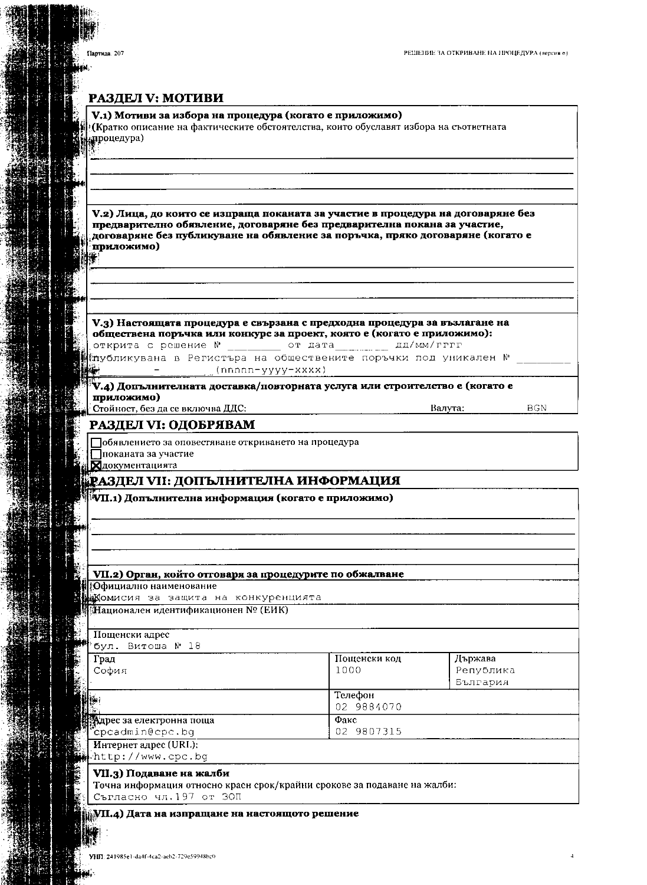## РАЗДЕЛ V: МОТИВИ

**V.1) Мотиви за избора на процедура (когато е приложимо)**

(Кратко описание на фактическите обстоятелства, които обуславят избора на съответната процедура)

**V.2) Лица, до които се изпраща поканата за участие в процедура на договаряне без предварително обявление, договаряне без предварителна покана за участие, договаряне без публикуване на обявление за поръчка, пряко договаряне (когато е приложимо)**

**V.3) Настоящата процедура е свързана с предходна процедура за възлагане на обществена поръчка или конкурс за проект, която е (когато е приложимо):**

открита с решение № ________ от дата________ дд/мм/гггг

публикувана в Регистъра на обществените поръчки под уникален № ________ - ________ (nnnnn-yyyy-xxxx)

**V.4) Допълнителната доставка/повторната услуга или строителство е (когато е приложимо)**

Стойност, без да се включва ДДС: Валута: BGN

## РАЗДЕЛ VI: ОДОБРЯВАМ

- ☐ обявлението за оповестяване откриването на процедура
- ☐ поканата за участие
- ☒ документацията

## РАЗДЕЛ VII: ДОПЪЛНИТЕЛНА ИНФОРМАЦИЯ

**VII.1) Допълнителна информация (когато е приложимо)**

**VII.2) Орган, който отговаря за процедурите по обжалване**

Официално наименование
Комисия за защита на конкуренцията

Национален идентификационен № (ЕИК)

Пощенски адрес
бул. Витоша № 18

| Град | Пощенски код | Държава |
|---|---|---|
| София | 1000 | Република България |
| | Телефон<br>02 9884070 | |

| Адрес за електронна поща | Факс |
|---|---|
| cpcadmin@cpc.bg | 02 9807315 |

Интернет адрес (URL):
http://www.cpc.bg

**VII.3) Подаване на жалби**

Точна информация относно краен срок/крайни срокове за подаване на жалби:
Съгласно чл.197 от ЗОП

**VII.4) Дата на изпращане на настоящото решение**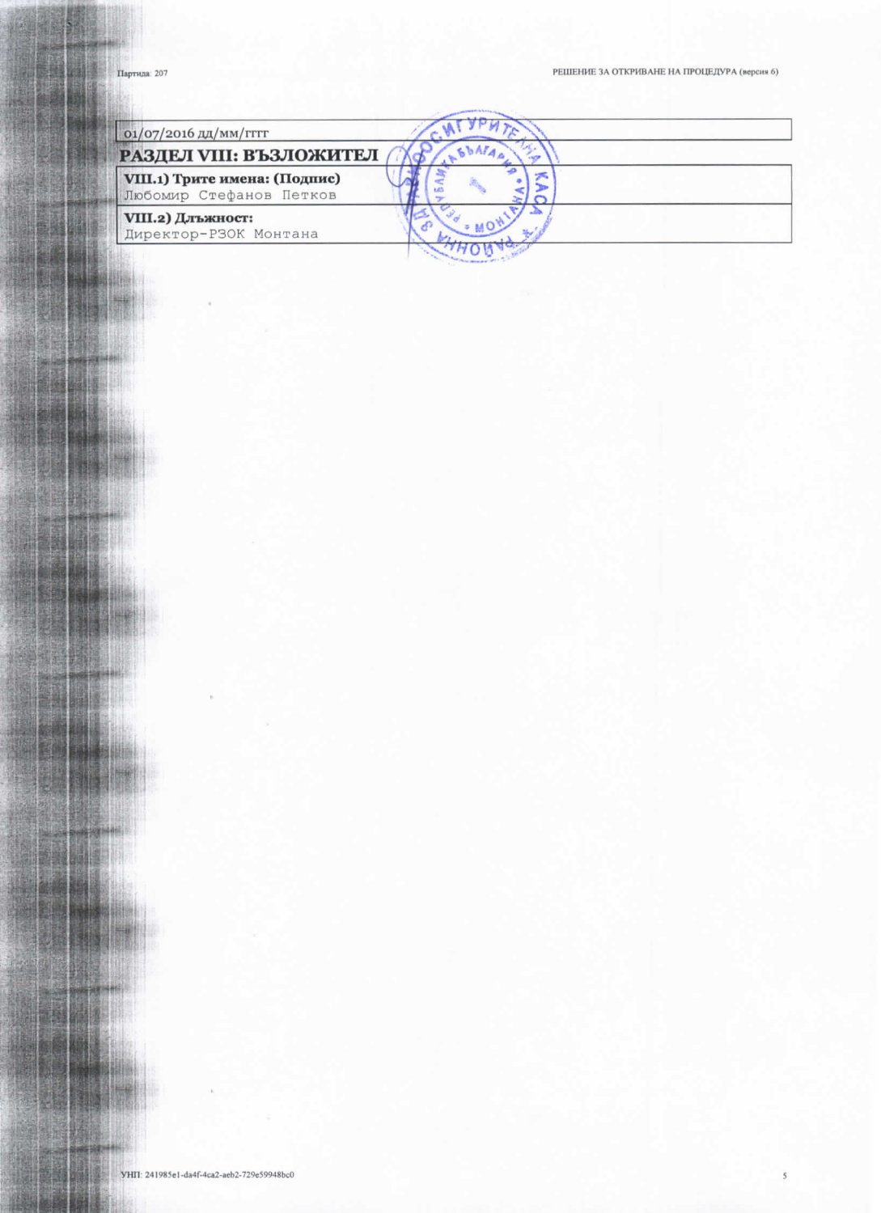01/07/2016 дд/мм/гггг

## РАЗДЕЛ VIII: ВЪЗЛОЖИТЕЛ

**VIII.1) Трите имена: (Подпис)**
Любомир Стефанов Петков

**VIII.2) Длъжност:**
Директор-РЗОК Монтана

УНП: 241985e1-da4f-4ca2-aeb2-729e59948bc0